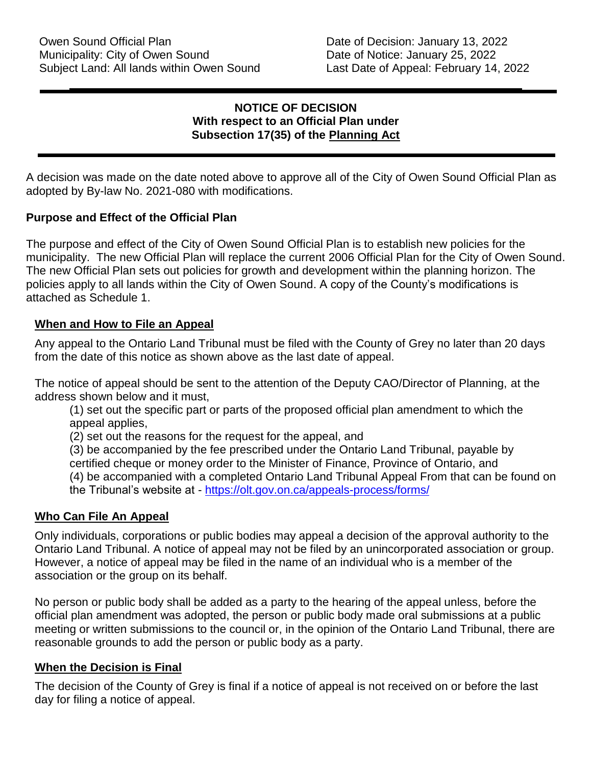Owen Sound Official Plan
Municipality: City of Owen Sound
Subject Land: All lands within Owen Sound

Date of Decision: January 13, 2022
Date of Notice: January 25, 2022
Last Date of Appeal: February 14, 2022

---

**NOTICE OF DECISION**
**With respect to an Official Plan under**
**Subsection 17(35) of the Planning Act**

---

A decision was made on the date noted above to approve all of the City of Owen Sound Official Plan as adopted by By-law No. 2021-080 with modifications.

## Purpose and Effect of the Official Plan

The purpose and effect of the City of Owen Sound Official Plan is to establish new policies for the municipality. The new Official Plan will replace the current 2006 Official Plan for the City of Owen Sound. The new Official Plan sets out policies for growth and development within the planning horizon. The policies apply to all lands within the City of Owen Sound. A copy of the County's modifications is attached as Schedule 1.

## When and How to File an Appeal

Any appeal to the Ontario Land Tribunal must be filed with the County of Grey no later than 20 days from the date of this notice as shown above as the last date of appeal.

The notice of appeal should be sent to the attention of the Deputy CAO/Director of Planning, at the address shown below and it must,

(1) set out the specific part or parts of the proposed official plan amendment to which the appeal applies,
(2) set out the reasons for the request for the appeal, and
(3) be accompanied by the fee prescribed under the Ontario Land Tribunal, payable by certified cheque or money order to the Minister of Finance, Province of Ontario, and
(4) be accompanied with a completed Ontario Land Tribunal Appeal From that can be found on the Tribunal's website at - https://olt.gov.on.ca/appeals-process/forms/

## Who Can File An Appeal

Only individuals, corporations or public bodies may appeal a decision of the approval authority to the Ontario Land Tribunal. A notice of appeal may not be filed by an unincorporated association or group. However, a notice of appeal may be filed in the name of an individual who is a member of the association or the group on its behalf.

No person or public body shall be added as a party to the hearing of the appeal unless, before the official plan amendment was adopted, the person or public body made oral submissions at a public meeting or written submissions to the council or, in the opinion of the Ontario Land Tribunal, there are reasonable grounds to add the person or public body as a party.

## When the Decision is Final

The decision of the County of Grey is final if a notice of appeal is not received on or before the last day for filing a notice of appeal.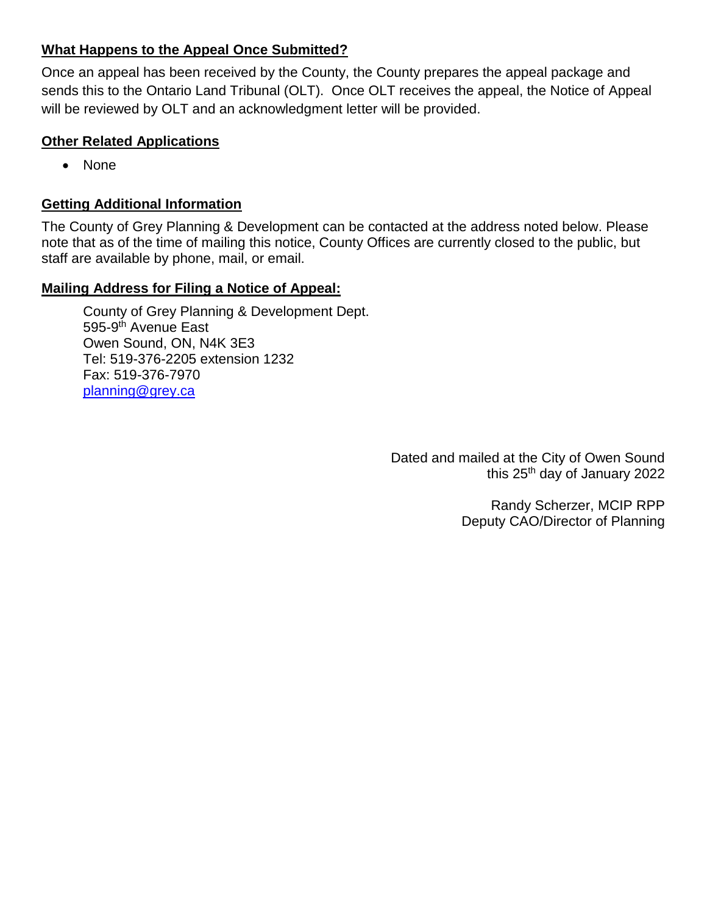### What Happens to the Appeal Once Submitted?

Once an appeal has been received by the County, the County prepares the appeal package and sends this to the Ontario Land Tribunal (OLT). Once OLT receives the appeal, the Notice of Appeal will be reviewed by OLT and an acknowledgment letter will be provided.

### Other Related Applications

- None

### Getting Additional Information

The County of Grey Planning & Development can be contacted at the address noted below. Please note that as of the time of mailing this notice, County Offices are currently closed to the public, but staff are available by phone, mail, or email.

### Mailing Address for Filing a Notice of Appeal:

County of Grey Planning & Development Dept.
595-9th Avenue East
Owen Sound, ON, N4K 3E3
Tel: 519-376-2205 extension 1232
Fax: 519-376-7970
planning@grey.ca

Dated and mailed at the City of Owen Sound
this 25th day of January 2022

Randy Scherzer, MCIP RPP
Deputy CAO/Director of Planning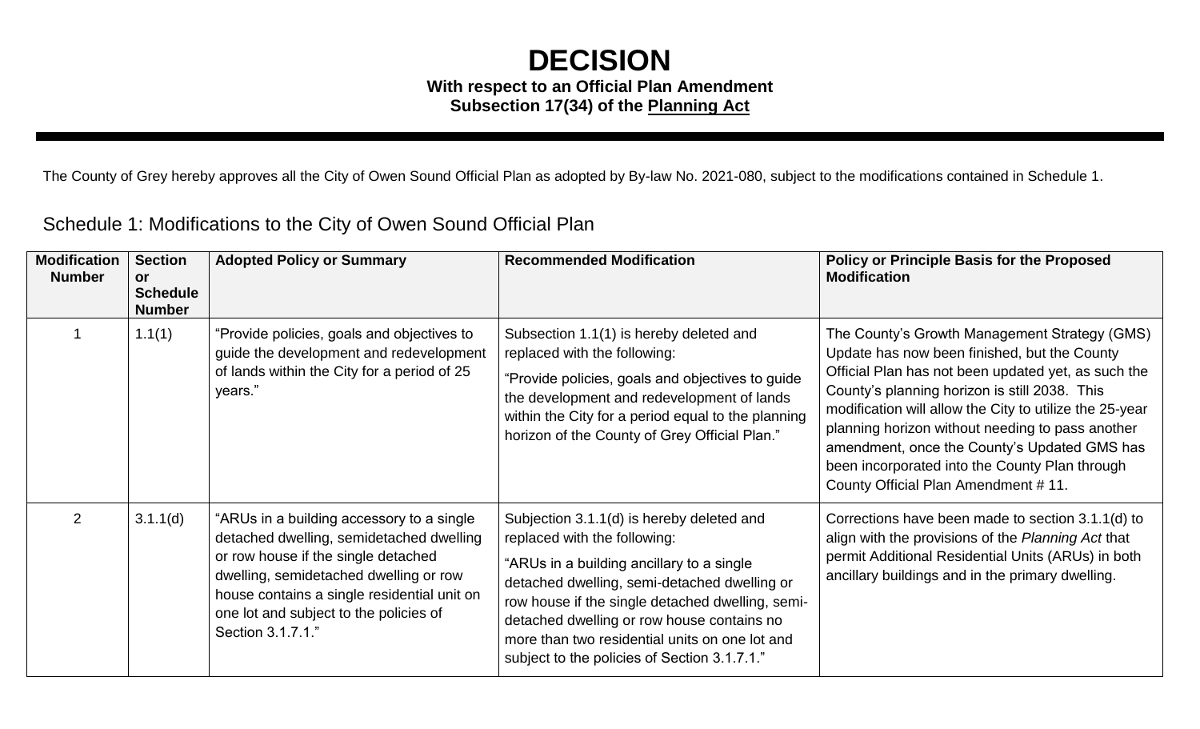# DECISION

**With respect to an Official Plan Amendment**
**Subsection 17(34) of the Planning Act**

The County of Grey hereby approves all the City of Owen Sound Official Plan as adopted by By-law No. 2021-080, subject to the modifications contained in Schedule 1.

## Schedule 1: Modifications to the City of Owen Sound Official Plan

| Modification Number | Section or Schedule Number | Adopted Policy or Summary | Recommended Modification | Policy or Principle Basis for the Proposed Modification |
|---|---|---|---|---|
| 1 | 1.1(1) | "Provide policies, goals and objectives to guide the development and redevelopment of lands within the City for a period of 25 years." | Subsection 1.1(1) is hereby deleted and replaced with the following: "Provide policies, goals and objectives to guide the development and redevelopment of lands within the City for a period equal to the planning horizon of the County of Grey Official Plan." | The County's Growth Management Strategy (GMS) Update has now been finished, but the County Official Plan has not been updated yet, as such the County's planning horizon is still 2038. This modification will allow the City to utilize the 25-year planning horizon without needing to pass another amendment, once the County's Updated GMS has been incorporated into the County Plan through County Official Plan Amendment # 11. |
| 2 | 3.1.1(d) | "ARUs in a building accessory to a single detached dwelling, semidetached dwelling or row house if the single detached dwelling, semidetached dwelling or row house contains a single residential unit on one lot and subject to the policies of Section 3.1.7.1." | Subjection 3.1.1(d) is hereby deleted and replaced with the following: "ARUs in a building ancillary to a single detached dwelling, semi-detached dwelling or row house if the single detached dwelling, semi-detached dwelling or row house contains no more than two residential units on one lot and subject to the policies of Section 3.1.7.1." | Corrections have been made to section 3.1.1(d) to align with the provisions of the *Planning Act* that permit Additional Residential Units (ARUs) in both ancillary buildings and in the primary dwelling. |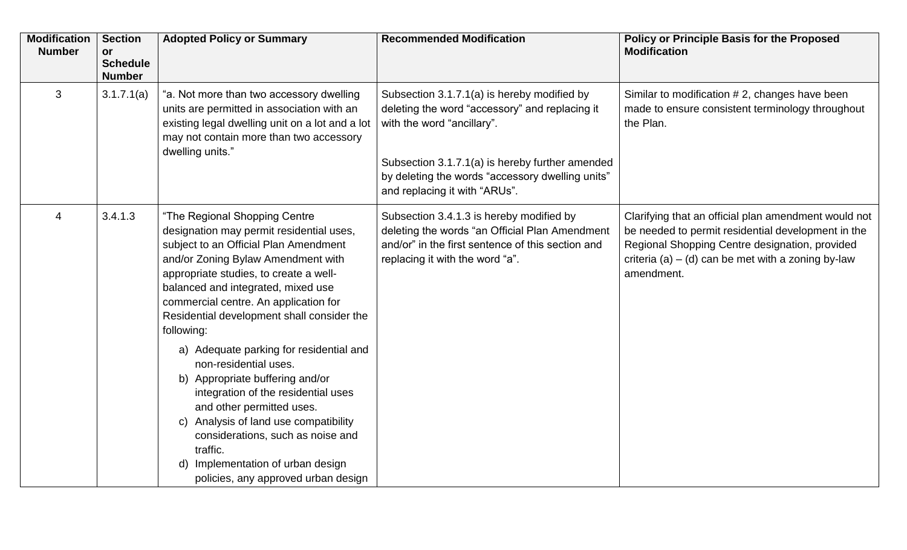| Modification Number | Section or Schedule Number | Adopted Policy or Summary | Recommended Modification | Policy or Principle Basis for the Proposed Modification |
|---|---|---|---|---|
| 3 | 3.1.7.1(a) | "a. Not more than two accessory dwelling units are permitted in association with an existing legal dwelling unit on a lot and a lot may not contain more than two accessory dwelling units." | Subsection 3.1.7.1(a) is hereby modified by deleting the word "accessory" and replacing it with the word "ancillary".<br><br>Subsection 3.1.7.1(a) is hereby further amended by deleting the words "accessory dwelling units" and replacing it with "ARUs". | Similar to modification # 2, changes have been made to ensure consistent terminology throughout the Plan. |
| 4 | 3.4.1.3 | "The Regional Shopping Centre designation may permit residential uses, subject to an Official Plan Amendment and/or Zoning Bylaw Amendment with appropriate studies, to create a well-balanced and integrated, mixed use commercial centre. An application for Residential development shall consider the following:<br><br>a) Adequate parking for residential and non-residential uses.<br>b) Appropriate buffering and/or integration of the residential uses and other permitted uses.<br>c) Analysis of land use compatibility considerations, such as noise and traffic.<br>d) Implementation of urban design policies, any approved urban design | Subsection 3.4.1.3 is hereby modified by deleting the words "an Official Plan Amendment and/or" in the first sentence of this section and replacing it with the word "a". | Clarifying that an official plan amendment would not be needed to permit residential development in the Regional Shopping Centre designation, provided criteria (a) – (d) can be met with a zoning by-law amendment. |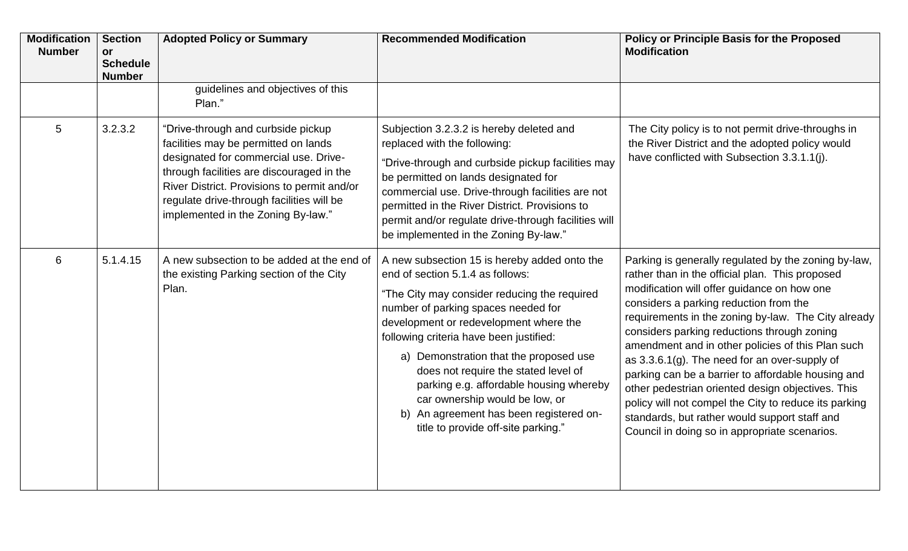| Modification Number | Section or Schedule Number | Adopted Policy or Summary | Recommended Modification | Policy or Principle Basis for the Proposed Modification |
|---|---|---|---|---|
| | | guidelines and objectives of this Plan." | | |
| 5 | 3.2.3.2 | "Drive-through and curbside pickup facilities may be permitted on lands designated for commercial use. Drive-through facilities are discouraged in the River District. Provisions to permit and/or regulate drive-through facilities will be implemented in the Zoning By-law." | Subjection 3.2.3.2 is hereby deleted and replaced with the following:<br>"Drive-through and curbside pickup facilities may be permitted on lands designated for commercial use. Drive-through facilities are not permitted in the River District. Provisions to permit and/or regulate drive-through facilities will be implemented in the Zoning By-law." | The City policy is to not permit drive-throughs in the River District and the adopted policy would have conflicted with Subsection 3.3.1.1(j). |
| 6 | 5.1.4.15 | A new subsection to be added at the end of the existing Parking section of the City Plan. | A new subsection 15 is hereby added onto the end of section 5.1.4 as follows:<br>"The City may consider reducing the required number of parking spaces needed for development or redevelopment where the following criteria have been justified:<br>a) Demonstration that the proposed use does not require the stated level of parking e.g. affordable housing whereby car ownership would be low, or<br>b) An agreement has been registered on-title to provide off-site parking." | Parking is generally regulated by the zoning by-law, rather than in the official plan. This proposed modification will offer guidance on how one considers a parking reduction from the requirements in the zoning by-law. The City already considers parking reductions through zoning amendment and in other policies of this Plan such as 3.3.6.1(g). The need for an over-supply of parking can be a barrier to affordable housing and other pedestrian oriented design objectives. This policy will not compel the City to reduce its parking standards, but rather would support staff and Council in doing so in appropriate scenarios. |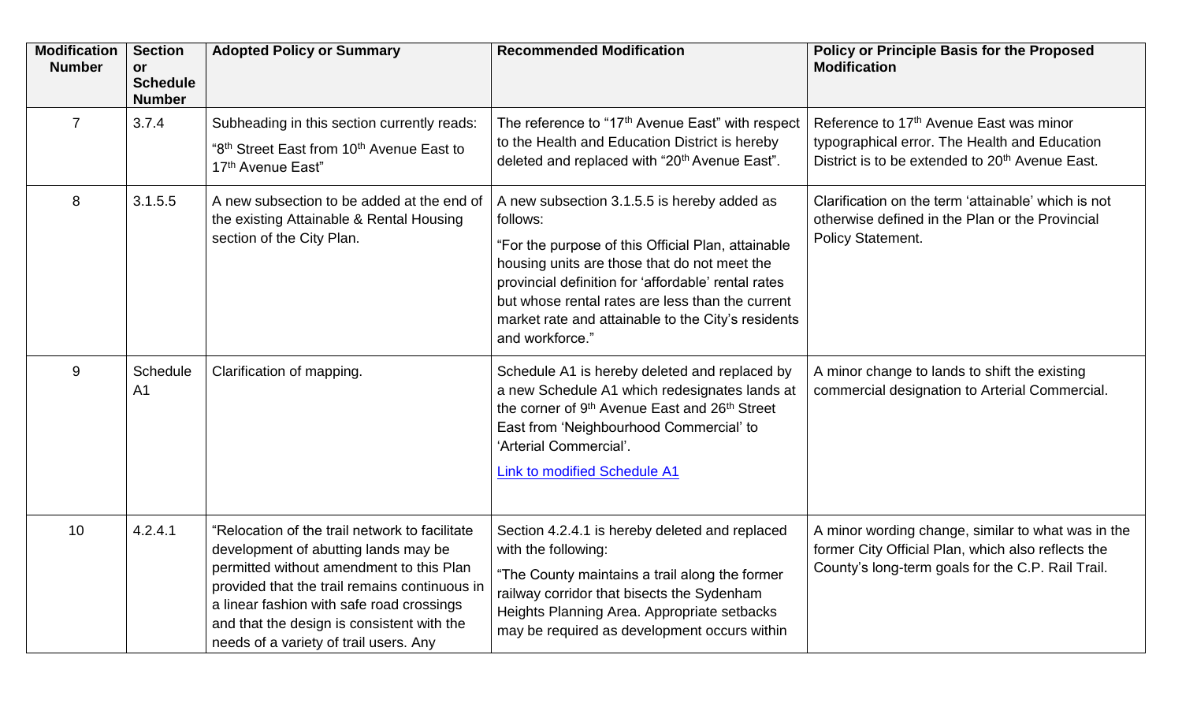| Modification Number | Section or Schedule Number | Adopted Policy or Summary | Recommended Modification | Policy or Principle Basis for the Proposed Modification |
|---|---|---|---|---|
| 7 | 3.7.4 | Subheading in this section currently reads: "8th Street East from 10th Avenue East to 17th Avenue East" | The reference to "17th Avenue East" with respect to the Health and Education District is hereby deleted and replaced with "20th Avenue East". | Reference to 17th Avenue East was minor typographical error. The Health and Education District is to be extended to 20th Avenue East. |
| 8 | 3.1.5.5 | A new subsection to be added at the end of the existing Attainable & Rental Housing section of the City Plan. | A new subsection 3.1.5.5 is hereby added as follows: "For the purpose of this Official Plan, attainable housing units are those that do not meet the provincial definition for 'affordable' rental rates but whose rental rates are less than the current market rate and attainable to the City's residents and workforce." | Clarification on the term 'attainable' which is not otherwise defined in the Plan or the Provincial Policy Statement. |
| 9 | Schedule A1 | Clarification of mapping. | Schedule A1 is hereby deleted and replaced by a new Schedule A1 which redesignates lands at the corner of 9th Avenue East and 26th Street East from 'Neighbourhood Commercial' to 'Arterial Commercial'. [Link to modified Schedule A1] | A minor change to lands to shift the existing commercial designation to Arterial Commercial. |
| 10 | 4.2.4.1 | "Relocation of the trail network to facilitate development of abutting lands may be permitted without amendment to this Plan provided that the trail remains continuous in a linear fashion with safe road crossings and that the design is consistent with the needs of a variety of trail users. Any | Section 4.2.4.1 is hereby deleted and replaced with the following: "The County maintains a trail along the former railway corridor that bisects the Sydenham Heights Planning Area. Appropriate setbacks may be required as development occurs within | A minor wording change, similar to what was in the former City Official Plan, which also reflects the County's long-term goals for the C.P. Rail Trail. |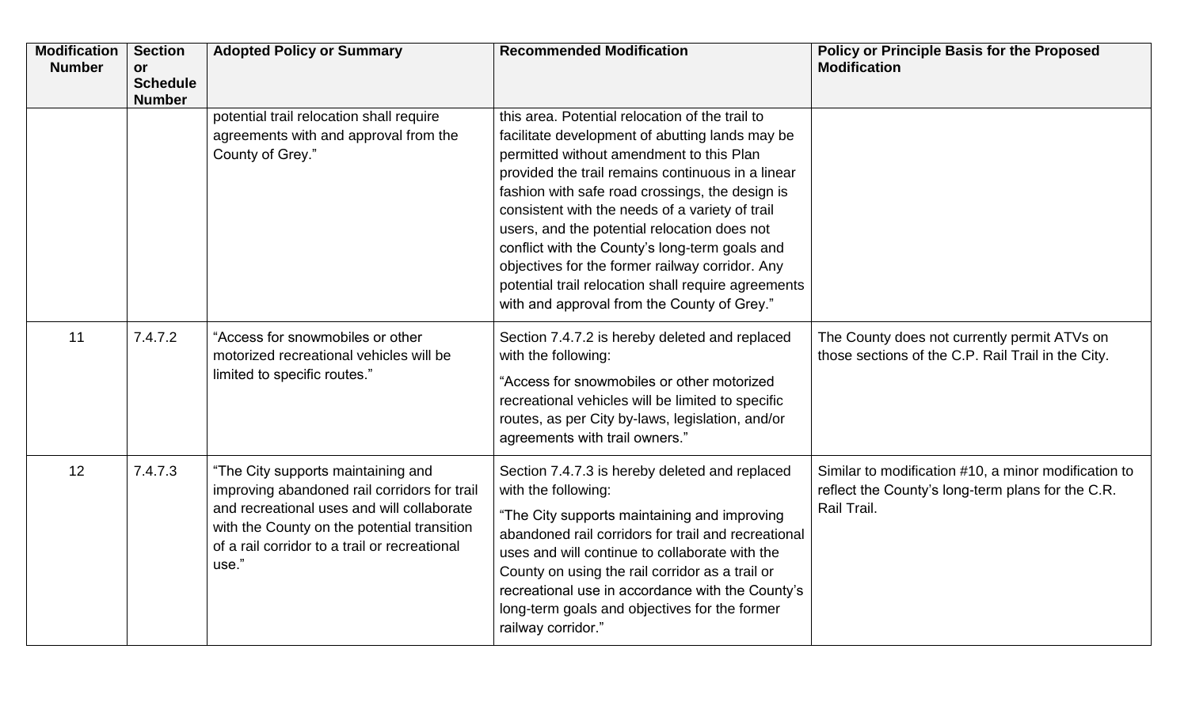| Modification Number | Section or Schedule Number | Adopted Policy or Summary | Recommended Modification | Policy or Principle Basis for the Proposed Modification |
|---|---|---|---|---|
| | | potential trail relocation shall require agreements with and approval from the County of Grey." | this area. Potential relocation of the trail to facilitate development of abutting lands may be permitted without amendment to this Plan provided the trail remains continuous in a linear fashion with safe road crossings, the design is consistent with the needs of a variety of trail users, and the potential relocation does not conflict with the County's long-term goals and objectives for the former railway corridor. Any potential trail relocation shall require agreements with and approval from the County of Grey." | |
| 11 | 7.4.7.2 | "Access for snowmobiles or other motorized recreational vehicles will be limited to specific routes." | Section 7.4.7.2 is hereby deleted and replaced with the following: "Access for snowmobiles or other motorized recreational vehicles will be limited to specific routes, as per City by-laws, legislation, and/or agreements with trail owners." | The County does not currently permit ATVs on those sections of the C.P. Rail Trail in the City. |
| 12 | 7.4.7.3 | "The City supports maintaining and improving abandoned rail corridors for trail and recreational uses and will collaborate with the County on the potential transition of a rail corridor to a trail or recreational use." | Section 7.4.7.3 is hereby deleted and replaced with the following: "The City supports maintaining and improving abandoned rail corridors for trail and recreational uses and will continue to collaborate with the County on using the rail corridor as a trail or recreational use in accordance with the County's long-term goals and objectives for the former railway corridor." | Similar to modification #10, a minor modification to reflect the County's long-term plans for the C.R. Rail Trail. |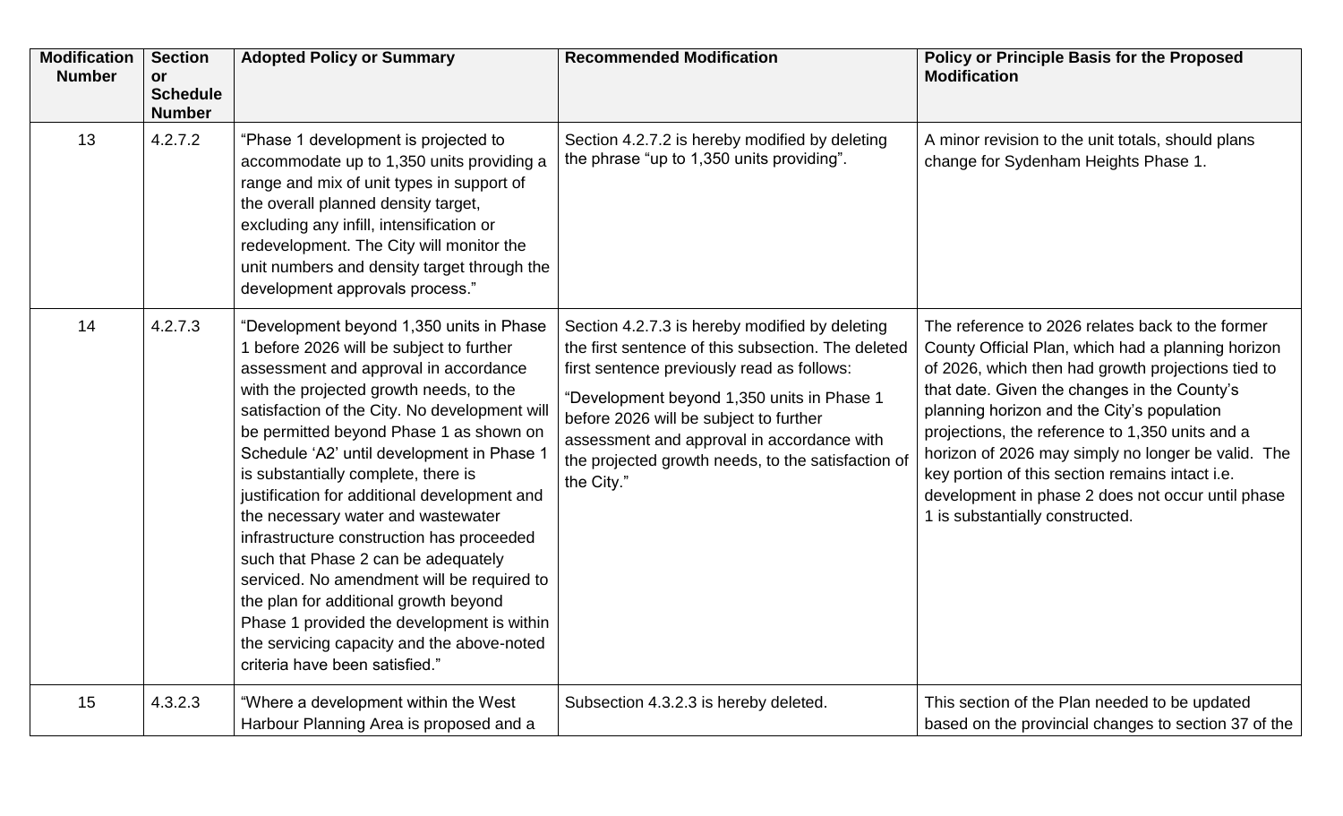| Modification Number | Section or Schedule Number | Adopted Policy or Summary | Recommended Modification | Policy or Principle Basis for the Proposed Modification |
|---|---|---|---|---|
| 13 | 4.2.7.2 | "Phase 1 development is projected to accommodate up to 1,350 units providing a range and mix of unit types in support of the overall planned density target, excluding any infill, intensification or redevelopment. The City will monitor the unit numbers and density target through the development approvals process." | Section 4.2.7.2 is hereby modified by deleting the phrase "up to 1,350 units providing". | A minor revision to the unit totals, should plans change for Sydenham Heights Phase 1. |
| 14 | 4.2.7.3 | "Development beyond 1,350 units in Phase 1 before 2026 will be subject to further assessment and approval in accordance with the projected growth needs, to the satisfaction of the City. No development will be permitted beyond Phase 1 as shown on Schedule 'A2' until development in Phase 1 is substantially complete, there is justification for additional development and the necessary water and wastewater infrastructure construction has proceeded such that Phase 2 can be adequately serviced. No amendment will be required to the plan for additional growth beyond Phase 1 provided the development is within the servicing capacity and the above-noted criteria have been satisfied." | Section 4.2.7.3 is hereby modified by deleting the first sentence of this subsection. The deleted first sentence previously read as follows: "Development beyond 1,350 units in Phase 1 before 2026 will be subject to further assessment and approval in accordance with the projected growth needs, to the satisfaction of the City." | The reference to 2026 relates back to the former County Official Plan, which had a planning horizon of 2026, which then had growth projections tied to that date. Given the changes in the County's planning horizon and the City's population projections, the reference to 1,350 units and a horizon of 2026 may simply no longer be valid. The key portion of this section remains intact i.e. development in phase 2 does not occur until phase 1 is substantially constructed. |
| 15 | 4.3.2.3 | "Where a development within the West Harbour Planning Area is proposed and a | Subsection 4.3.2.3 is hereby deleted. | This section of the Plan needed to be updated based on the provincial changes to section 37 of the |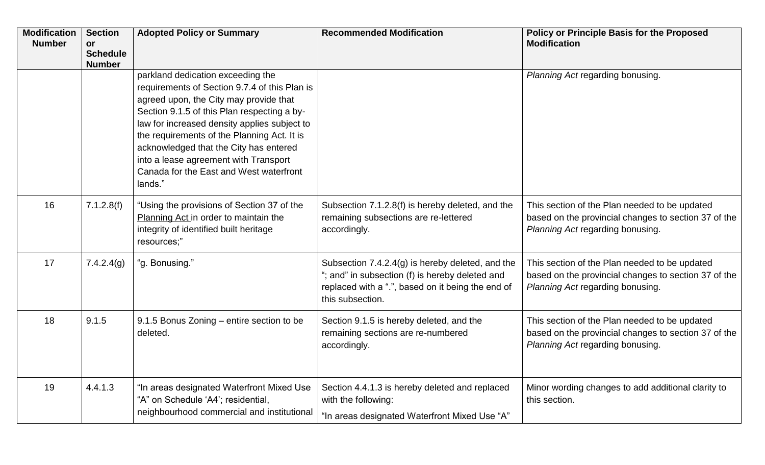| Modification Number | Section or Schedule Number | Adopted Policy or Summary | Recommended Modification | Policy or Principle Basis for the Proposed Modification |
|---|---|---|---|---|
| | | parkland dedication exceeding the requirements of Section 9.7.4 of this Plan is agreed upon, the City may provide that Section 9.1.5 of this Plan respecting a by-law for increased density applies subject to the requirements of the Planning Act. It is acknowledged that the City has entered into a lease agreement with Transport Canada for the East and West waterfront lands." | | *Planning Act* regarding bonusing. |
| 16 | 7.1.2.8(f) | "Using the provisions of Section 37 of the Planning Act in order to maintain the integrity of identified built heritage resources;" | Subsection 7.1.2.8(f) is hereby deleted, and the remaining subsections are re-lettered accordingly. | This section of the Plan needed to be updated based on the provincial changes to section 37 of the *Planning Act* regarding bonusing. |
| 17 | 7.4.2.4(g) | "g. Bonusing." | Subsection 7.4.2.4(g) is hereby deleted, and the "; and" in subsection (f) is hereby deleted and replaced with a ".", based on it being the end of this subsection. | This section of the Plan needed to be updated based on the provincial changes to section 37 of the *Planning Act* regarding bonusing. |
| 18 | 9.1.5 | 9.1.5 Bonus Zoning – entire section to be deleted. | Section 9.1.5 is hereby deleted, and the remaining sections are re-numbered accordingly. | This section of the Plan needed to be updated based on the provincial changes to section 37 of the *Planning Act* regarding bonusing. |
| 19 | 4.4.1.3 | "In areas designated Waterfront Mixed Use "A" on Schedule 'A4'; residential, neighbourhood commercial and institutional | Section 4.4.1.3 is hereby deleted and replaced with the following:<br>"In areas designated Waterfront Mixed Use "A" | Minor wording changes to add additional clarity to this section. |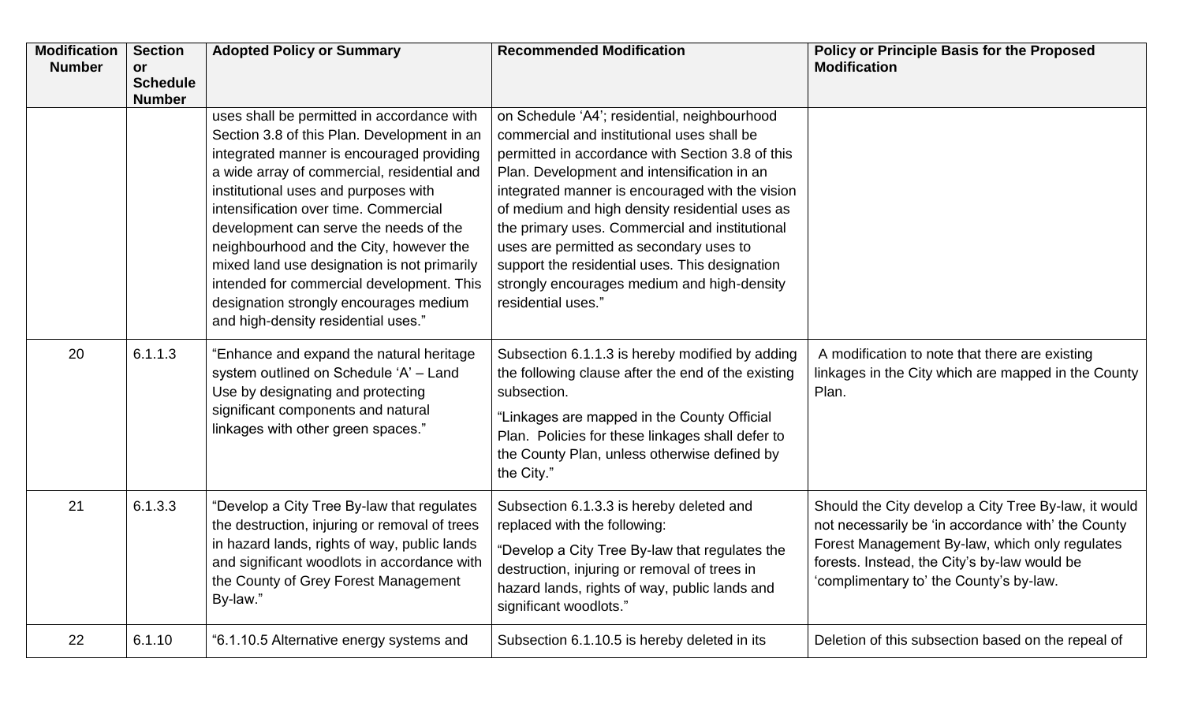| Modification Number | Section or Schedule Number | Adopted Policy or Summary | Recommended Modification | Policy or Principle Basis for the Proposed Modification |
|---|---|---|---|---|
| | | uses shall be permitted in accordance with Section 3.8 of this Plan. Development in an integrated manner is encouraged providing a wide array of commercial, residential and institutional uses and purposes with intensification over time. Commercial development can serve the needs of the neighbourhood and the City, however the mixed land use designation is not primarily intended for commercial development. This designation strongly encourages medium and high-density residential uses." | on Schedule 'A4'; residential, neighbourhood commercial and institutional uses shall be permitted in accordance with Section 3.8 of this Plan. Development and intensification in an integrated manner is encouraged with the vision of medium and high density residential uses as the primary uses. Commercial and institutional uses are permitted as secondary uses to support the residential uses. This designation strongly encourages medium and high-density residential uses." | |
| 20 | 6.1.1.3 | "Enhance and expand the natural heritage system outlined on Schedule 'A' – Land Use by designating and protecting significant components and natural linkages with other green spaces." | Subsection 6.1.1.3 is hereby modified by adding the following clause after the end of the existing subsection.<br><br>"Linkages are mapped in the County Official Plan. Policies for these linkages shall defer to the County Plan, unless otherwise defined by the City." | A modification to note that there are existing linkages in the City which are mapped in the County Plan. |
| 21 | 6.1.3.3 | "Develop a City Tree By-law that regulates the destruction, injuring or removal of trees in hazard lands, rights of way, public lands and significant woodlots in accordance with the County of Grey Forest Management By-law." | Subsection 6.1.3.3 is hereby deleted and replaced with the following:<br><br>"Develop a City Tree By-law that regulates the destruction, injuring or removal of trees in hazard lands, rights of way, public lands and significant woodlots." | Should the City develop a City Tree By-law, it would not necessarily be 'in accordance with' the County Forest Management By-law, which only regulates forests. Instead, the City's by-law would be 'complimentary to' the County's by-law. |
| 22 | 6.1.10 | "6.1.10.5 Alternative energy systems and | Subsection 6.1.10.5 is hereby deleted in its | Deletion of this subsection based on the repeal of |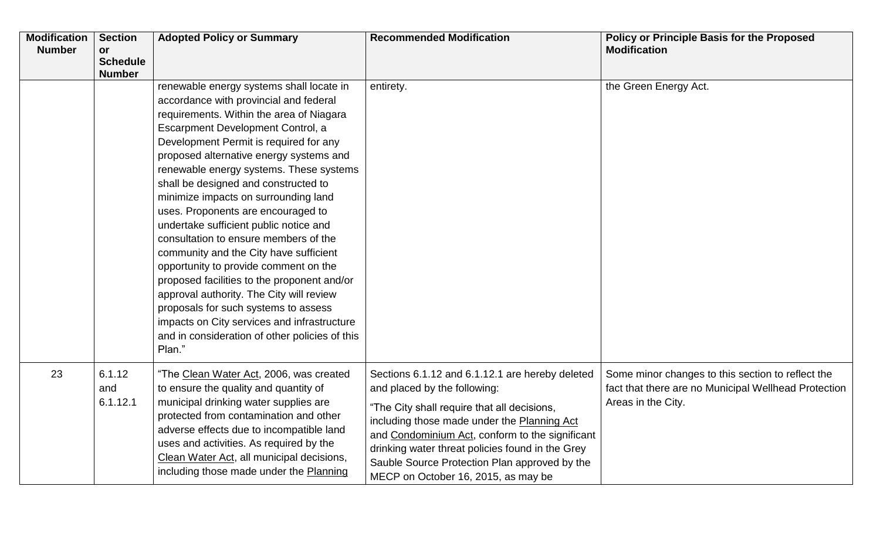| Modification Number | Section or Schedule Number | Adopted Policy or Summary | Recommended Modification | Policy or Principle Basis for the Proposed Modification |
|---|---|---|---|---|
| | | renewable energy systems shall locate in accordance with provincial and federal requirements. Within the area of Niagara Escarpment Development Control, a Development Permit is required for any proposed alternative energy systems and renewable energy systems. These systems shall be designed and constructed to minimize impacts on surrounding land uses. Proponents are encouraged to undertake sufficient public notice and consultation to ensure members of the community and the City have sufficient opportunity to provide comment on the proposed facilities to the proponent and/or approval authority. The City will review proposals for such systems to assess impacts on City services and infrastructure and in consideration of other policies of this Plan." | entirety. | the Green Energy Act. |
| 23 | 6.1.12 and 6.1.12.1 | "The Clean Water Act, 2006, was created to ensure the quality and quantity of municipal drinking water supplies are protected from contamination and other adverse effects due to incompatible land uses and activities. As required by the Clean Water Act, all municipal decisions, including those made under the Planning | Sections 6.1.12 and 6.1.12.1 are hereby deleted and placed by the following:<br><br>"The City shall require that all decisions, including those made under the Planning Act and Condominium Act, conform to the significant drinking water threat policies found in the Grey Sauble Source Protection Plan approved by the MECP on October 16, 2015, as may be | Some minor changes to this section to reflect the fact that there are no Municipal Wellhead Protection Areas in the City. |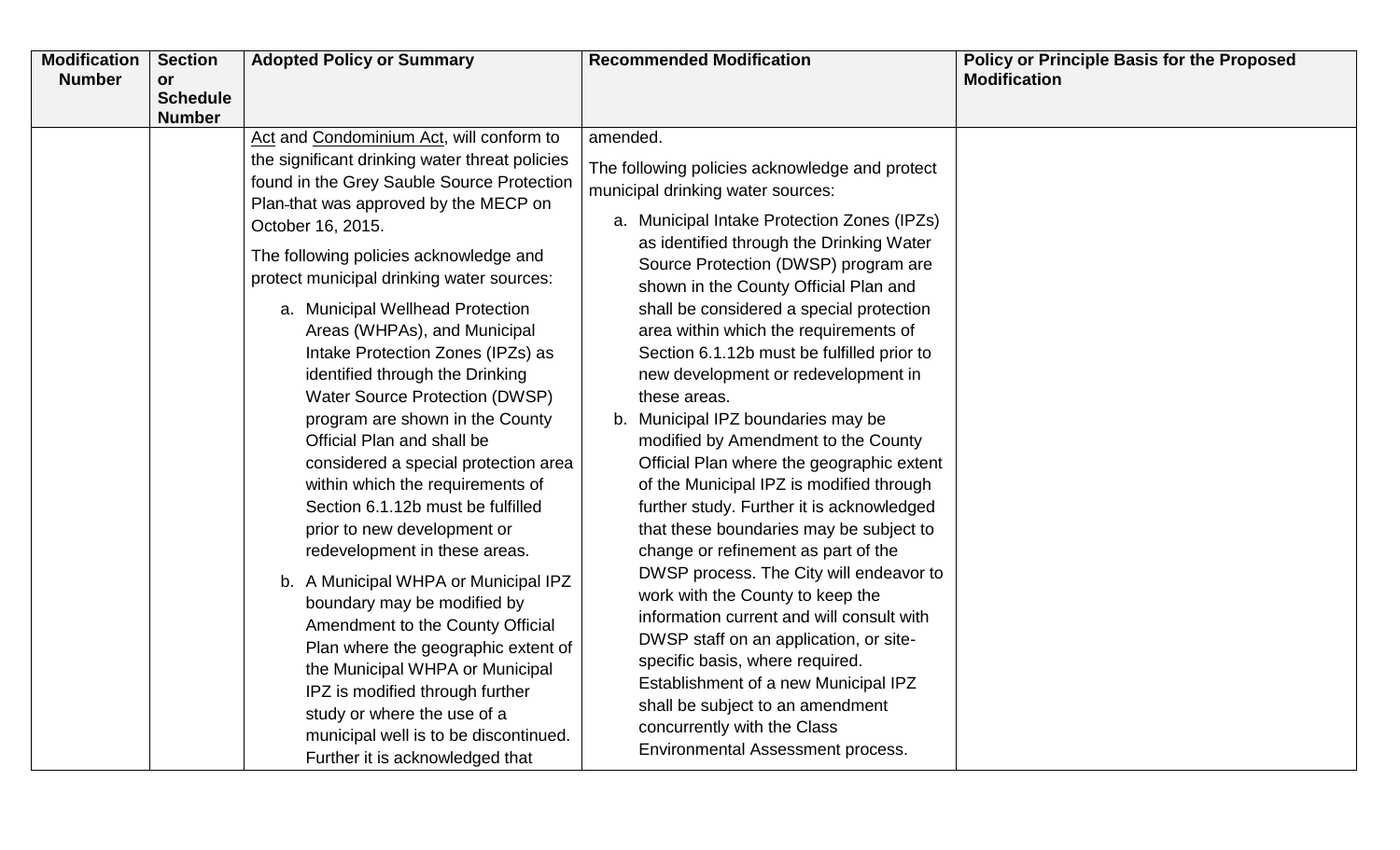| Modification Number | Section or Schedule Number | Adopted Policy or Summary | Recommended Modification | Policy or Principle Basis for the Proposed Modification |
|---|---|---|---|---|
| | | Act and Condominium Act, will conform to the significant drinking water threat policies found in the Grey Sauble Source Protection Plan-that was approved by the MECP on October 16, 2015.<br><br>The following policies acknowledge and protect municipal drinking water sources:<br><br>a. Municipal Wellhead Protection Areas (WHPAs), and Municipal Intake Protection Zones (IPZs) as identified through the Drinking Water Source Protection (DWSP) program are shown in the County Official Plan and shall be considered a special protection area within which the requirements of Section 6.1.12b must be fulfilled prior to new development or redevelopment in these areas.<br><br>b. A Municipal WHPA or Municipal IPZ boundary may be modified by Amendment to the County Official Plan where the geographic extent of the Municipal WHPA or Municipal IPZ is modified through further study or where the use of a municipal well is to be discontinued. Further it is acknowledged that | amended.<br><br>The following policies acknowledge and protect municipal drinking water sources:<br><br>a. Municipal Intake Protection Zones (IPZs) as identified through the Drinking Water Source Protection (DWSP) program are shown in the County Official Plan and shall be considered a special protection area within which the requirements of Section 6.1.12b must be fulfilled prior to new development or redevelopment in these areas.<br><br>b. Municipal IPZ boundaries may be modified by Amendment to the County Official Plan where the geographic extent of the Municipal IPZ is modified through further study. Further it is acknowledged that these boundaries may be subject to change or refinement as part of the DWSP process. The City will endeavor to work with the County to keep the information current and will consult with DWSP staff on an application, or site-specific basis, where required. Establishment of a new Municipal IPZ shall be subject to an amendment concurrently with the Class Environmental Assessment process. | |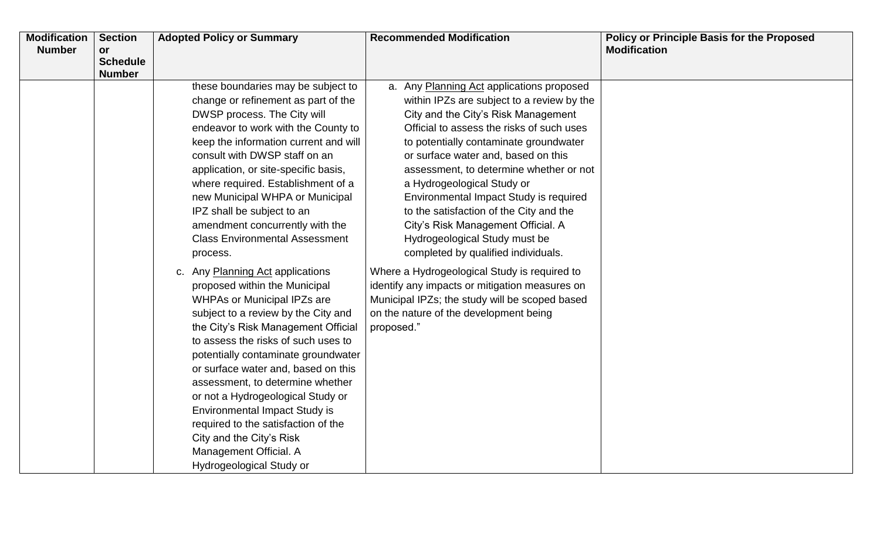| Modification Number | Section or Schedule Number | Adopted Policy or Summary | Recommended Modification | Policy or Principle Basis for the Proposed Modification |
|---|---|---|---|---|
| | | these boundaries may be subject to change or refinement as part of the DWSP process. The City will endeavor to work with the County to keep the information current and will consult with DWSP staff on an application, or site-specific basis, where required. Establishment of a new Municipal WHPA or Municipal IPZ shall be subject to an amendment concurrently with the Class Environmental Assessment process.<br><br>c. Any Planning Act applications proposed within the Municipal WHPAs or Municipal IPZs are subject to a review by the City and the City's Risk Management Official to assess the risks of such uses to potentially contaminate groundwater or surface water and, based on this assessment, to determine whether or not a Hydrogeological Study or Environmental Impact Study is required to the satisfaction of the City and the City's Risk Management Official. A Hydrogeological Study or | a. Any Planning Act applications proposed within IPZs are subject to a review by the City and the City's Risk Management Official to assess the risks of such uses to potentially contaminate groundwater or surface water and, based on this assessment, to determine whether or not a Hydrogeological Study or Environmental Impact Study is required to the satisfaction of the City and the City's Risk Management Official. A Hydrogeological Study must be completed by qualified individuals.<br><br>Where a Hydrogeological Study is required to identify any impacts or mitigation measures on Municipal IPZs; the study will be scoped based on the nature of the development being proposed." | |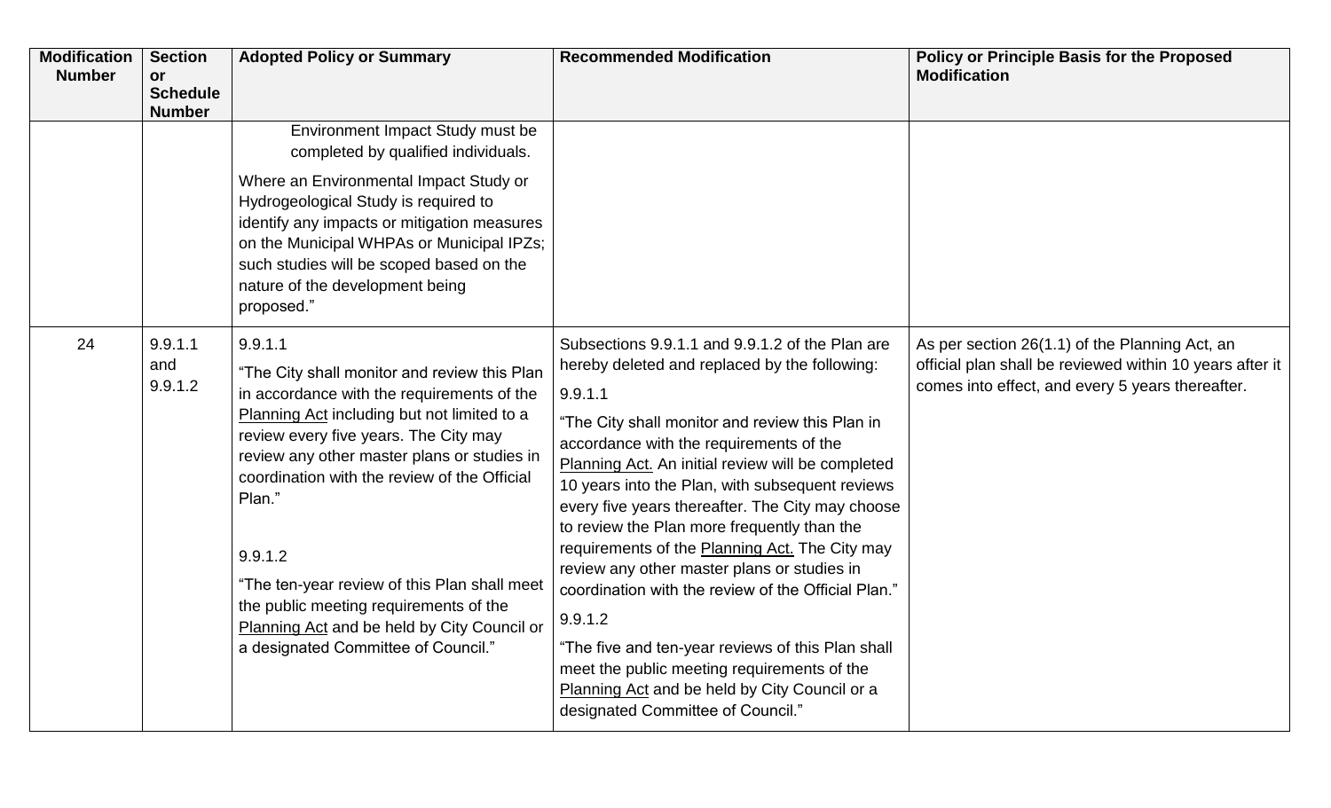| Modification Number | Section or Schedule Number | Adopted Policy or Summary | Recommended Modification | Policy or Principle Basis for the Proposed Modification |
|---|---|---|---|---|
| | | Environment Impact Study must be completed by qualified individuals.<br><br>Where an Environmental Impact Study or Hydrogeological Study is required to identify any impacts or mitigation measures on the Municipal WHPAs or Municipal IPZs; such studies will be scoped based on the nature of the development being proposed." | | |
| 24 | 9.9.1.1 and 9.9.1.2 | 9.9.1.1<br><br>"The City shall monitor and review this Plan in accordance with the requirements of the Planning Act including but not limited to a review every five years. The City may review any other master plans or studies in coordination with the review of the Official Plan."<br><br>9.9.1.2<br><br>"The ten-year review of this Plan shall meet the public meeting requirements of the Planning Act and be held by City Council or a designated Committee of Council." | Subsections 9.9.1.1 and 9.9.1.2 of the Plan are hereby deleted and replaced by the following:<br><br>9.9.1.1<br><br>"The City shall monitor and review this Plan in accordance with the requirements of the Planning Act. An initial review will be completed 10 years into the Plan, with subsequent reviews every five years thereafter. The City may choose to review the Plan more frequently than the requirements of the Planning Act. The City may review any other master plans or studies in coordination with the review of the Official Plan."<br><br>9.9.1.2<br><br>"The five and ten-year reviews of this Plan shall meet the public meeting requirements of the Planning Act and be held by City Council or a designated Committee of Council." | As per section 26(1.1) of the Planning Act, an official plan shall be reviewed within 10 years after it comes into effect, and every 5 years thereafter. |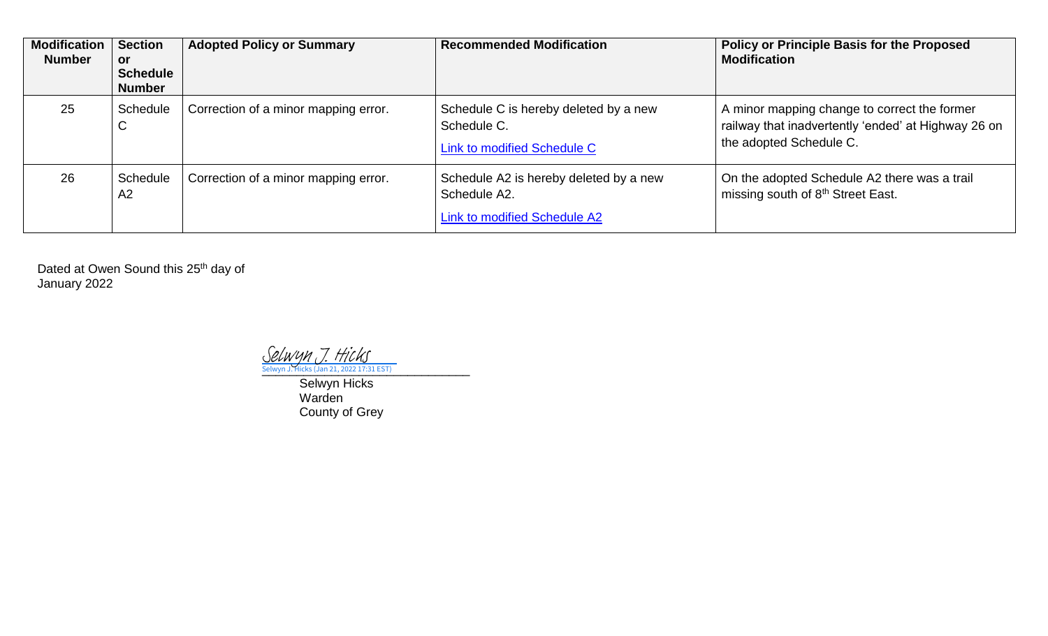| Modification Number | Section or Schedule Number | Adopted Policy or Summary | Recommended Modification | Policy or Principle Basis for the Proposed Modification |
|---|---|---|---|---|
| 25 | Schedule C | Correction of a minor mapping error. | Schedule C is hereby deleted by a new Schedule C.<br><br>Link to modified Schedule C | A minor mapping change to correct the former railway that inadvertently 'ended' at Highway 26 on the adopted Schedule C. |
| 26 | Schedule A2 | Correction of a minor mapping error. | Schedule A2 is hereby deleted by a new Schedule A2.<br><br>Link to modified Schedule A2 | On the adopted Schedule A2 there was a trail missing south of 8th Street East. |

Dated at Owen Sound this 25th day of January 2022

Selwyn J. Hicks
Selwyn J. Hicks (Jan 21, 2022 17:31 EST)

Selwyn Hicks
Warden
County of Grey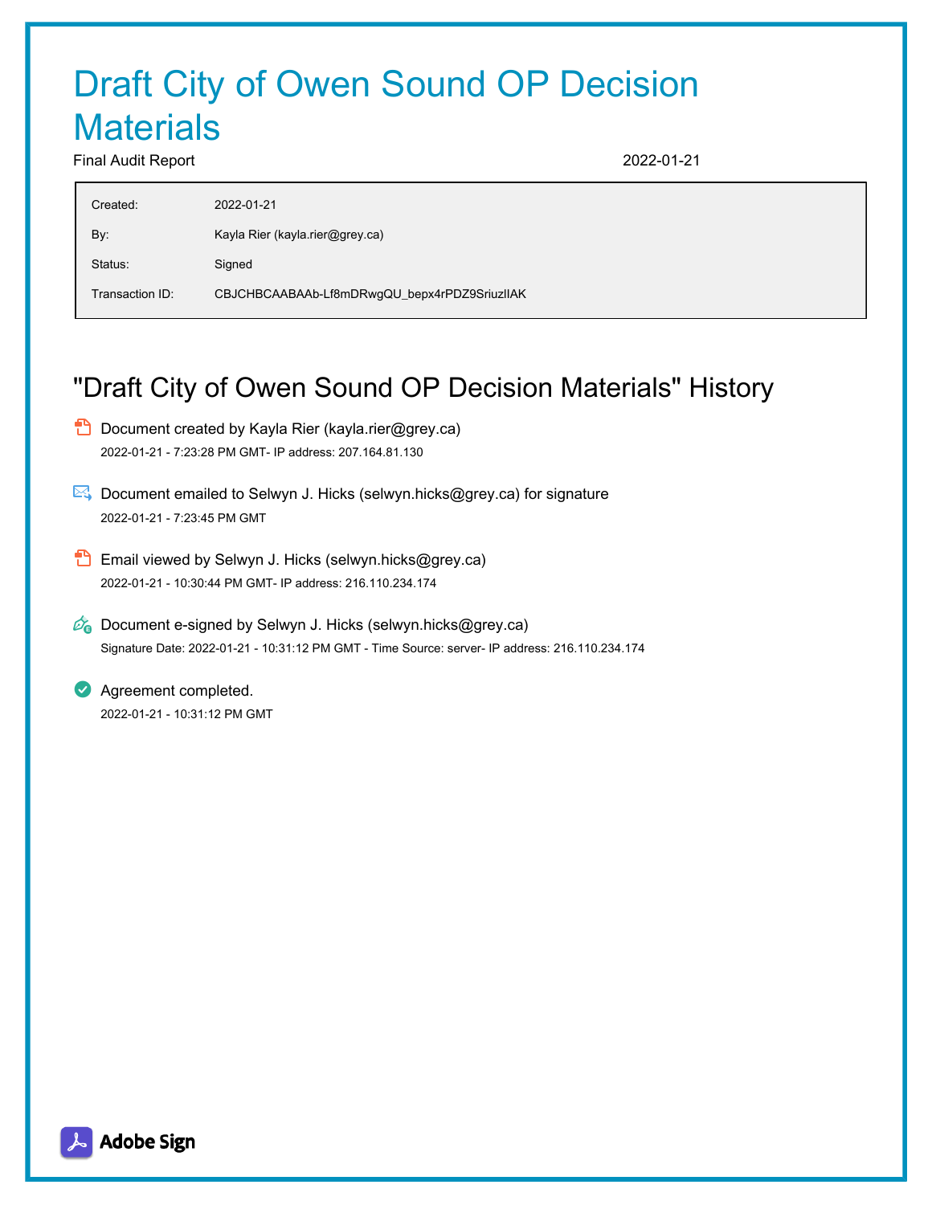# Draft City of Owen Sound OP Decision Materials

Final Audit Report 2022-01-21

| | |
|---|---|
| Created: | 2022-01-21 |
| By: | Kayla Rier (kayla.rier@grey.ca) |
| Status: | Signed |
| Transaction ID: | CBJCHBCAABAAb-Lf8mDRwgQU_bepx4rPDZ9SriuzlIAK |

## "Draft City of Owen Sound OP Decision Materials" History

- Document created by Kayla Rier (kayla.rier@grey.ca)
  2022-01-21 - 7:23:28 PM GMT- IP address: 207.164.81.130

- Document emailed to Selwyn J. Hicks (selwyn.hicks@grey.ca) for signature
  2022-01-21 - 7:23:45 PM GMT

- Email viewed by Selwyn J. Hicks (selwyn.hicks@grey.ca)
  2022-01-21 - 10:30:44 PM GMT- IP address: 216.110.234.174

- Document e-signed by Selwyn J. Hicks (selwyn.hicks@grey.ca)
  Signature Date: 2022-01-21 - 10:31:12 PM GMT - Time Source: server- IP address: 216.110.234.174

- Agreement completed.
  2022-01-21 - 10:31:12 PM GMT

Adobe Sign